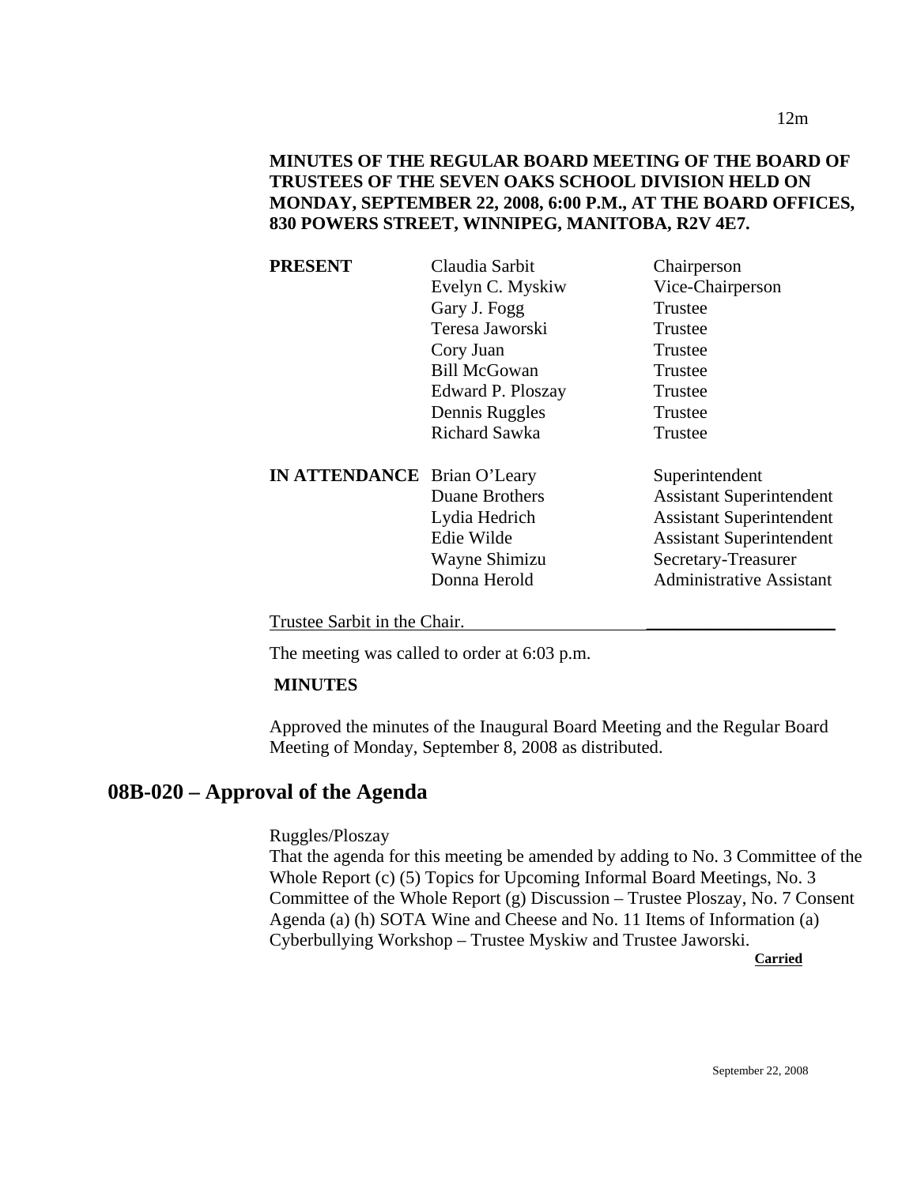**MINUTES OF THE REGULAR BOARD MEETING OF THE BOARD OF TRUSTEES OF THE SEVEN OAKS SCHOOL DIVISION HELD ON MONDAY, SEPTEMBER 22, 2008, 6:00 P.M., AT THE BOARD OFFICES, 830 POWERS STREET, WINNIPEG, MANITOBA, R2V 4E7.**

| | | |
|---|---|---|
| **PRESENT** | Claudia Sarbit | Chairperson |
| | Evelyn C. Myskiw | Vice-Chairperson |
| | Gary J. Fogg | Trustee |
| | Teresa Jaworski | Trustee |
| | Cory Juan | Trustee |
| | Bill McGowan | Trustee |
| | Edward P. Ploszay | Trustee |
| | Dennis Ruggles | Trustee |
| | Richard Sawka | Trustee |
| **IN ATTENDANCE** | Brian O'Leary | Superintendent |
| | Duane Brothers | Assistant Superintendent |
| | Lydia Hedrich | Assistant Superintendent |
| | Edie Wilde | Assistant Superintendent |
| | Wayne Shimizu | Secretary-Treasurer |
| | Donna Herold | Administrative Assistant |

Trustee Sarbit in the Chair.

The meeting was called to order at 6:03 p.m.

**MINUTES**

Approved the minutes of the Inaugural Board Meeting and the Regular Board Meeting of Monday, September 8, 2008 as distributed.

## 08B-020 – Approval of the Agenda

Ruggles/Ploszay

That the agenda for this meeting be amended by adding to No. 3 Committee of the Whole Report (c) (5) Topics for Upcoming Informal Board Meetings, No. 3 Committee of the Whole Report (g) Discussion – Trustee Ploszay, No. 7 Consent Agenda (a) (h) SOTA Wine and Cheese and No. 11 Items of Information (a) Cyberbullying Workshop – Trustee Myskiw and Trustee Jaworski.

**Carried**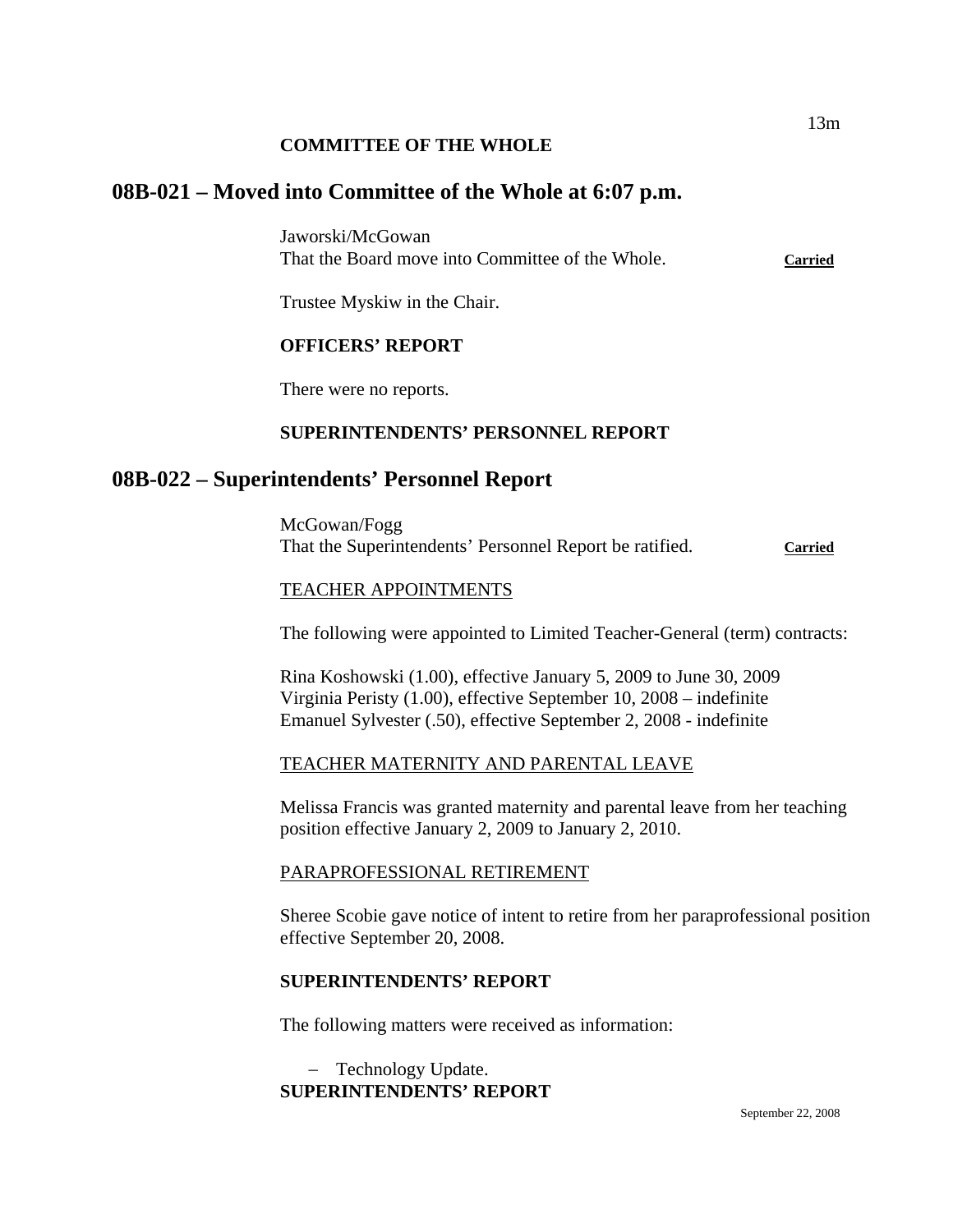## COMMITTEE OF THE WHOLE

# 08B-021 – Moved into Committee of the Whole at 6:07 p.m.

Jaworski/McGowan
That the Board move into Committee of the Whole. **Carried**

Trustee Myskiw in the Chair.

## OFFICERS' REPORT

There were no reports.

## SUPERINTENDENTS' PERSONNEL REPORT

# 08B-022 – Superintendents' Personnel Report

McGowan/Fogg
That the Superintendents' Personnel Report be ratified. **Carried**

TEACHER APPOINTMENTS

The following were appointed to Limited Teacher-General (term) contracts:

Rina Koshowski (1.00), effective January 5, 2009 to June 30, 2009
Virginia Peristy (1.00), effective September 10, 2008 – indefinite
Emanuel Sylvester (.50), effective September 2, 2008 - indefinite

TEACHER MATERNITY AND PARENTAL LEAVE

Melissa Francis was granted maternity and parental leave from her teaching position effective January 2, 2009 to January 2, 2010.

PARAPROFESSIONAL RETIREMENT

Sheree Scobie gave notice of intent to retire from her paraprofessional position effective September 20, 2008.

## SUPERINTENDENTS' REPORT

The following matters were received as information:

- Technology Update.

## SUPERINTENDENTS' REPORT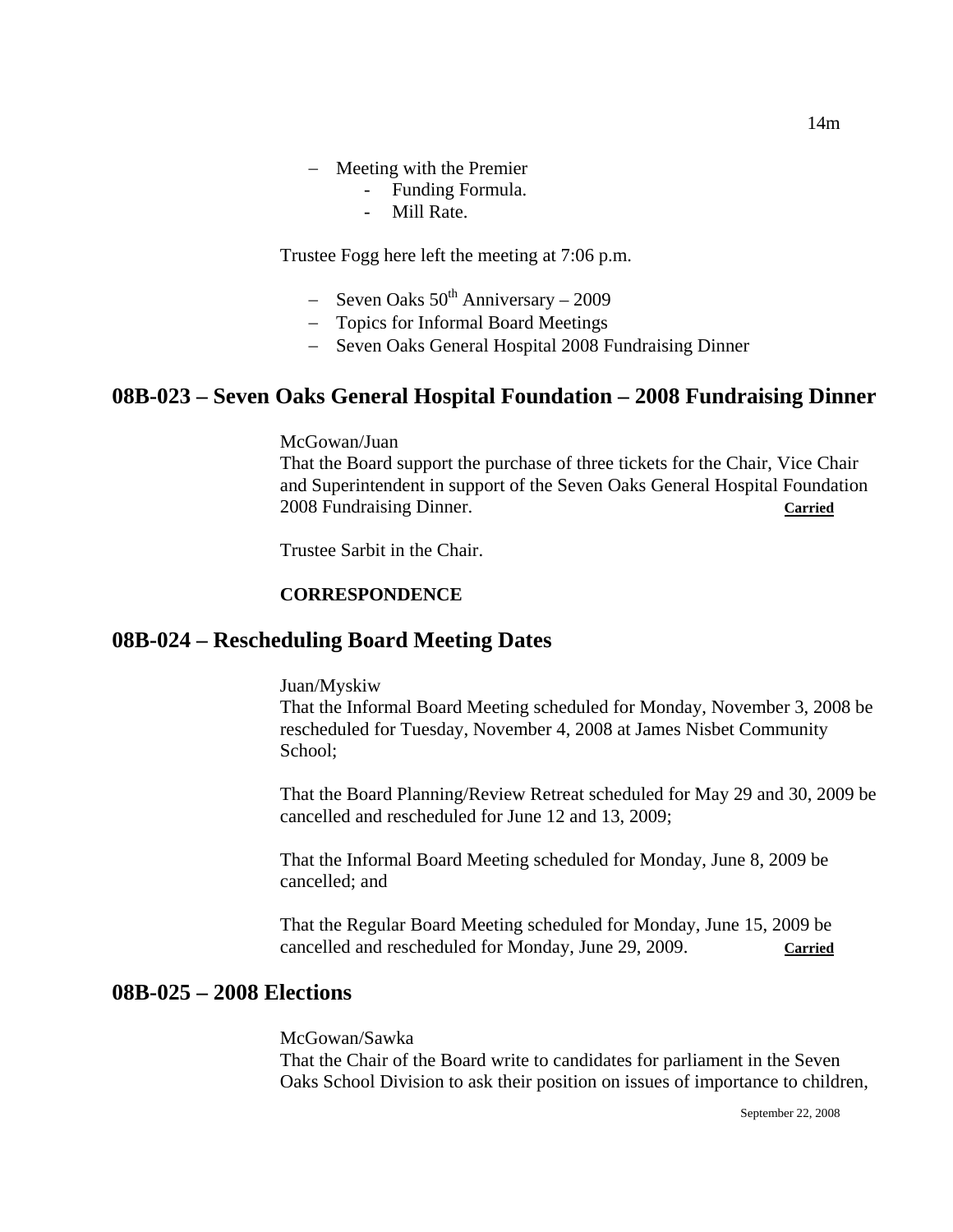- Meeting with the Premier
    - Funding Formula.
    - Mill Rate.

Trustee Fogg here left the meeting at 7:06 p.m.

- Seven Oaks 50th Anniversary – 2009
- Topics for Informal Board Meetings
- Seven Oaks General Hospital 2008 Fundraising Dinner

## 08B-023 – Seven Oaks General Hospital Foundation – 2008 Fundraising Dinner

McGowan/Juan
That the Board support the purchase of three tickets for the Chair, Vice Chair and Superintendent in support of the Seven Oaks General Hospital Foundation 2008 Fundraising Dinner. **Carried**

Trustee Sarbit in the Chair.

**CORRESPONDENCE**

## 08B-024 – Rescheduling Board Meeting Dates

Juan/Myskiw
That the Informal Board Meeting scheduled for Monday, November 3, 2008 be rescheduled for Tuesday, November 4, 2008 at James Nisbet Community School;

That the Board Planning/Review Retreat scheduled for May 29 and 30, 2009 be cancelled and rescheduled for June 12 and 13, 2009;

That the Informal Board Meeting scheduled for Monday, June 8, 2009 be cancelled; and

That the Regular Board Meeting scheduled for Monday, June 15, 2009 be cancelled and rescheduled for Monday, June 29, 2009. **Carried**

## 08B-025 – 2008 Elections

McGowan/Sawka
That the Chair of the Board write to candidates for parliament in the Seven Oaks School Division to ask their position on issues of importance to children,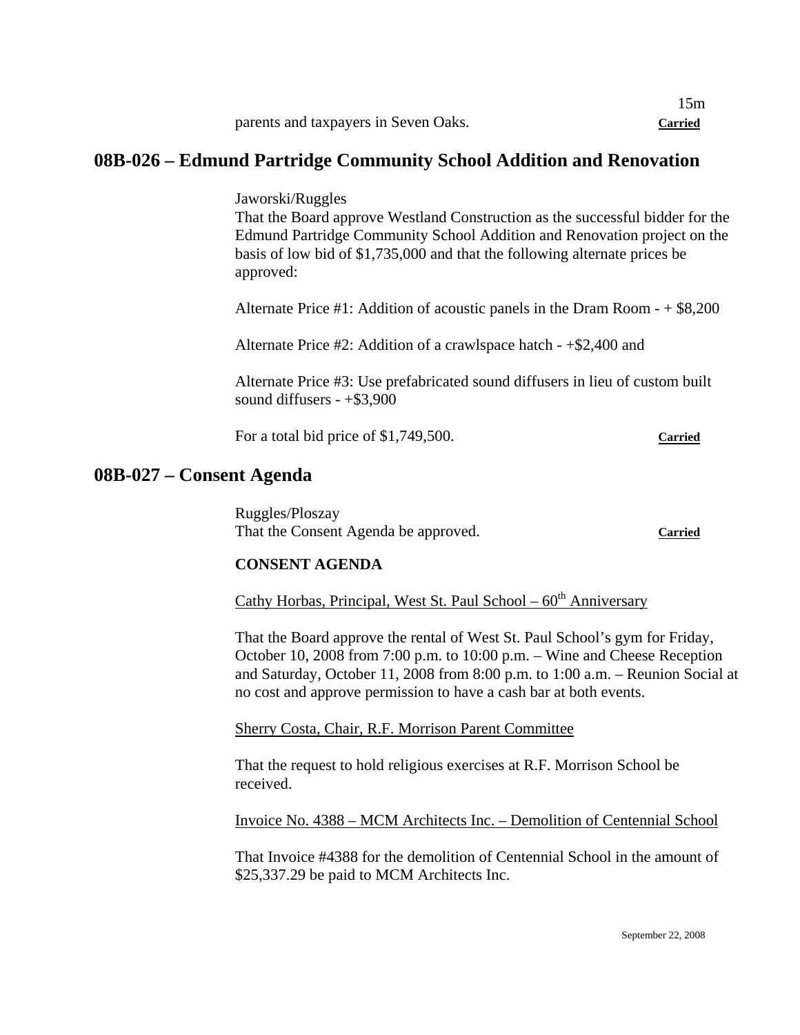15m

parents and taxpayers in Seven Oaks. **Carried**

## 08B-026 – Edmund Partridge Community School Addition and Renovation

Jaworski/Ruggles
That the Board approve Westland Construction as the successful bidder for the Edmund Partridge Community School Addition and Renovation project on the basis of low bid of $1,735,000 and that the following alternate prices be approved:

Alternate Price #1: Addition of acoustic panels in the Dram Room - + $8,200

Alternate Price #2: Addition of a crawlspace hatch - +$2,400 and

Alternate Price #3: Use prefabricated sound diffusers in lieu of custom built sound diffusers - +$3,900

For a total bid price of $1,749,500. **Carried**

## 08B-027 – Consent Agenda

Ruggles/Ploszay
That the Consent Agenda be approved. **Carried**

**CONSENT AGENDA**

Cathy Horbas, Principal, West St. Paul School – 60th Anniversary

That the Board approve the rental of West St. Paul School's gym for Friday, October 10, 2008 from 7:00 p.m. to 10:00 p.m. – Wine and Cheese Reception and Saturday, October 11, 2008 from 8:00 p.m. to 1:00 a.m. – Reunion Social at no cost and approve permission to have a cash bar at both events.

Sherry Costa, Chair, R.F. Morrison Parent Committee

That the request to hold religious exercises at R.F. Morrison School be received.

Invoice No. 4388 – MCM Architects Inc. – Demolition of Centennial School

That Invoice #4388 for the demolition of Centennial School in the amount of $25,337.29 be paid to MCM Architects Inc.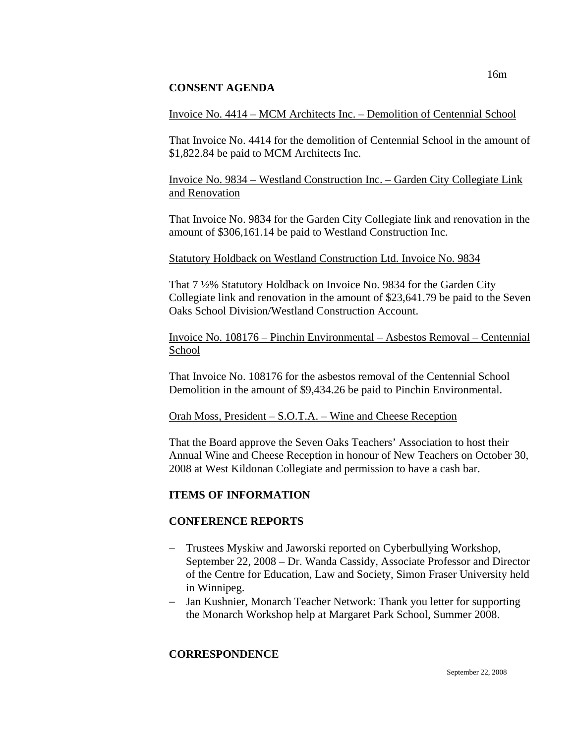## CONSENT AGENDA

Invoice No. 4414 – MCM Architects Inc. – Demolition of Centennial School

That Invoice No. 4414 for the demolition of Centennial School in the amount of $1,822.84 be paid to MCM Architects Inc.

Invoice No. 9834 – Westland Construction Inc. – Garden City Collegiate Link and Renovation

That Invoice No. 9834 for the Garden City Collegiate link and renovation in the amount of $306,161.14 be paid to Westland Construction Inc.

Statutory Holdback on Westland Construction Ltd. Invoice No. 9834

That 7 ½% Statutory Holdback on Invoice No. 9834 for the Garden City Collegiate link and renovation in the amount of $23,641.79 be paid to the Seven Oaks School Division/Westland Construction Account.

Invoice No. 108176 – Pinchin Environmental – Asbestos Removal – Centennial School

That Invoice No. 108176 for the asbestos removal of the Centennial School Demolition in the amount of $9,434.26 be paid to Pinchin Environmental.

Orah Moss, President – S.O.T.A. – Wine and Cheese Reception

That the Board approve the Seven Oaks Teachers' Association to host their Annual Wine and Cheese Reception in honour of New Teachers on October 30, 2008 at West Kildonan Collegiate and permission to have a cash bar.

## ITEMS OF INFORMATION

## CONFERENCE REPORTS

- Trustees Myskiw and Jaworski reported on Cyberbullying Workshop, September 22, 2008 – Dr. Wanda Cassidy, Associate Professor and Director of the Centre for Education, Law and Society, Simon Fraser University held in Winnipeg.
- Jan Kushnier, Monarch Teacher Network: Thank you letter for supporting the Monarch Workshop help at Margaret Park School, Summer 2008.

## CORRESPONDENCE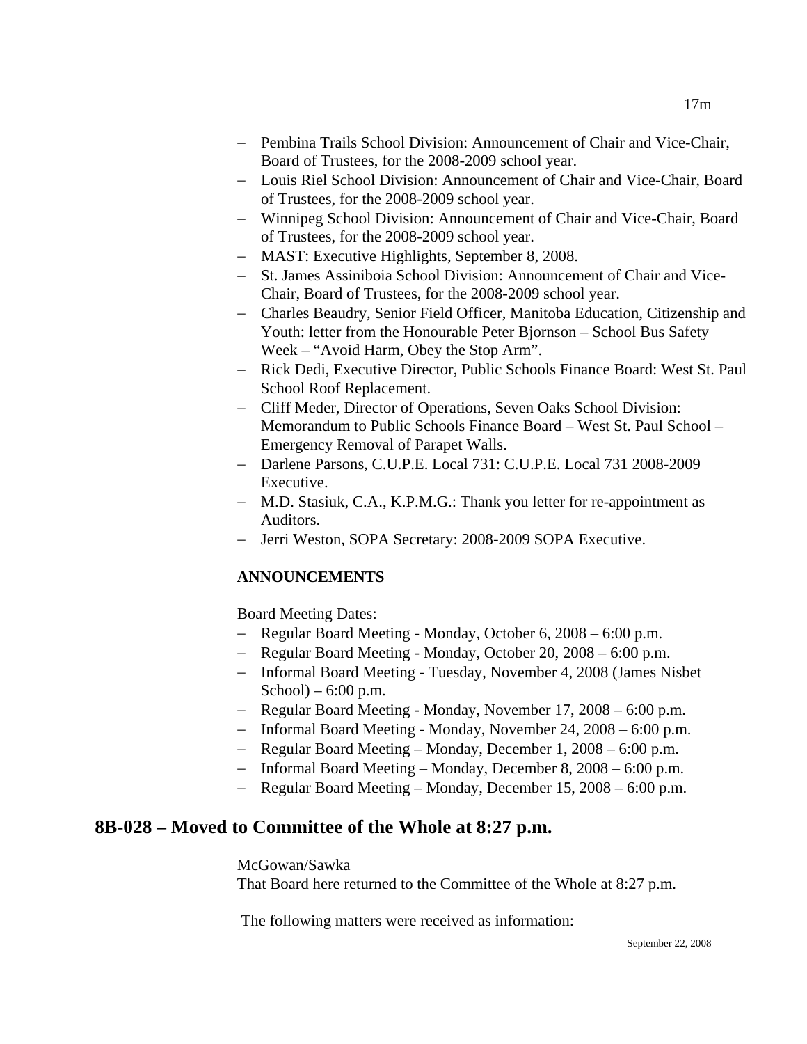- Pembina Trails School Division: Announcement of Chair and Vice-Chair, Board of Trustees, for the 2008-2009 school year.
- Louis Riel School Division: Announcement of Chair and Vice-Chair, Board of Trustees, for the 2008-2009 school year.
- Winnipeg School Division: Announcement of Chair and Vice-Chair, Board of Trustees, for the 2008-2009 school year.
- MAST: Executive Highlights, September 8, 2008.
- St. James Assiniboia School Division: Announcement of Chair and Vice-Chair, Board of Trustees, for the 2008-2009 school year.
- Charles Beaudry, Senior Field Officer, Manitoba Education, Citizenship and Youth: letter from the Honourable Peter Bjornson – School Bus Safety Week – "Avoid Harm, Obey the Stop Arm".
- Rick Dedi, Executive Director, Public Schools Finance Board: West St. Paul School Roof Replacement.
- Cliff Meder, Director of Operations, Seven Oaks School Division: Memorandum to Public Schools Finance Board – West St. Paul School – Emergency Removal of Parapet Walls.
- Darlene Parsons, C.U.P.E. Local 731: C.U.P.E. Local 731 2008-2009 Executive.
- M.D. Stasiuk, C.A., K.P.M.G.: Thank you letter for re-appointment as Auditors.
- Jerri Weston, SOPA Secretary: 2008-2009 SOPA Executive.

**ANNOUNCEMENTS**

Board Meeting Dates:

- Regular Board Meeting - Monday, October 6, 2008 – 6:00 p.m.
- Regular Board Meeting - Monday, October 20, 2008 – 6:00 p.m.
- Informal Board Meeting - Tuesday, November 4, 2008 (James Nisbet School) – 6:00 p.m.
- Regular Board Meeting - Monday, November 17, 2008 – 6:00 p.m.
- Informal Board Meeting - Monday, November 24, 2008 – 6:00 p.m.
- Regular Board Meeting – Monday, December 1, 2008 – 6:00 p.m.
- Informal Board Meeting – Monday, December 8, 2008 – 6:00 p.m.
- Regular Board Meeting – Monday, December 15, 2008 – 6:00 p.m.

## 8B-028 – Moved to Committee of the Whole at 8:27 p.m.

McGowan/Sawka

That Board here returned to the Committee of the Whole at 8:27 p.m.

The following matters were received as information: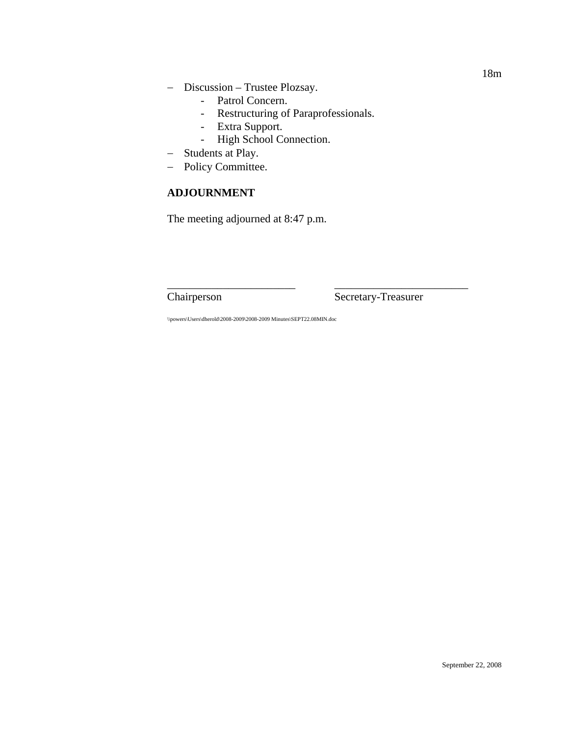- Discussion – Trustee Plozsay.
  - Patrol Concern.
  - Restructuring of Paraprofessionals.
  - Extra Support.
  - High School Connection.
- Students at Play.
- Policy Committee.

**ADJOURNMENT**

The meeting adjourned at 8:47 p.m.

\_\_\_\_\_\_\_\_\_\_\_\_\_\_\_\_\_\_\_\_\_\_\_\_ \_\_\_\_\_\_\_\_\_\_\_\_\_\_\_\_\_\_\_\_\_\_\_\_\_

Chairperson Secretary-Treasurer

\\powers\Users\dherold\2008-2009\2008-2009 Minutes\SEPT22.08MIN.doc